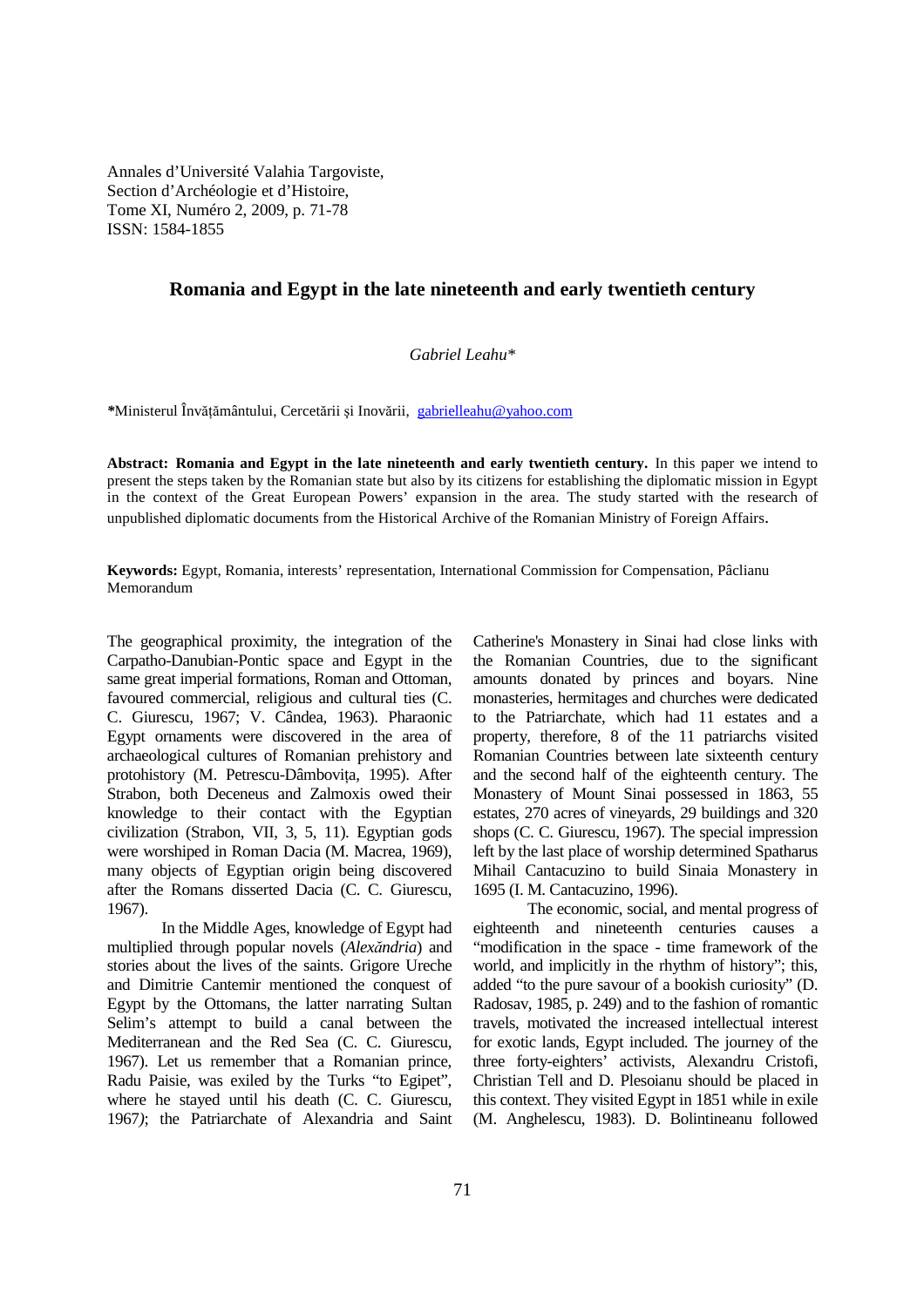Annales d'Université Valahia Targoviste,
Section d'Archéologie et d'Histoire,
Tome XI, Numéro 2, 2009, p. 71-78
ISSN: 1584-1855

# Romania and Egypt in the late nineteenth and early twentieth century

*Gabriel Leahu**

***Ministerul Învățământului, Cercetării și Inovării, gabrielleahu@yahoo.com

**Abstract: Romania and Egypt in the late nineteenth and early twentieth century.** In this paper we intend to present the steps taken by the Romanian state but also by its citizens for establishing the diplomatic mission in Egypt in the context of the Great European Powers' expansion in the area. The study started with the research of unpublished diplomatic documents from the Historical Archive of the Romanian Ministry of Foreign Affairs.

**Keywords:** Egypt, Romania, interests' representation, International Commission for Compensation, Pâclianu Memorandum

The geographical proximity, the integration of the Carpatho-Danubian-Pontic space and Egypt in the same great imperial formations, Roman and Ottoman, favoured commercial, religious and cultural ties (C. C. Giurescu, 1967; V. Cândea, 1963). Pharaonic Egypt ornaments were discovered in the area of archaeological cultures of Romanian prehistory and protohistory (M. Petrescu-Dâmbovița, 1995). After Strabon, both Deceneus and Zalmoxis owed their knowledge to their contact with the Egyptian civilization (Strabon, VII, 3, 5, 11). Egyptian gods were worshiped in Roman Dacia (M. Macrea, 1969), many objects of Egyptian origin being discovered after the Romans disserted Dacia (C. C. Giurescu, 1967).

In the Middle Ages, knowledge of Egypt had multiplied through popular novels (*Alexăndria*) and stories about the lives of the saints. Grigore Ureche and Dimitrie Cantemir mentioned the conquest of Egypt by the Ottomans, the latter narrating Sultan Selim's attempt to build a canal between the Mediterranean and the Red Sea (C. C. Giurescu, 1967). Let us remember that a Romanian prince, Radu Paisie, was exiled by the Turks "to Egipet", where he stayed until his death (C. C. Giurescu, 1967*)*; the Patriarchate of Alexandria and Saint Catherine's Monastery in Sinai had close links with the Romanian Countries, due to the significant amounts donated by princes and boyars. Nine monasteries, hermitages and churches were dedicated to the Patriarchate, which had 11 estates and a property, therefore, 8 of the 11 patriarchs visited Romanian Countries between late sixteenth century and the second half of the eighteenth century. The Monastery of Mount Sinai possessed in 1863, 55 estates, 270 acres of vineyards, 29 buildings and 320 shops (C. C. Giurescu, 1967). The special impression left by the last place of worship determined Spatharus Mihail Cantacuzino to build Sinaia Monastery in 1695 (I. M. Cantacuzino, 1996).

The economic, social, and mental progress of eighteenth and nineteenth centuries causes a "modification in the space - time framework of the world, and implicitly in the rhythm of history"; this, added "to the pure savour of a bookish curiosity" (D. Radosav, 1985, p. 249) and to the fashion of romantic travels, motivated the increased intellectual interest for exotic lands, Egypt included. The journey of the three forty-eighters' activists, Alexandru Cristofi, Christian Tell and D. Plesoianu should be placed in this context. They visited Egypt in 1851 while in exile (M. Anghelescu, 1983). D. Bolintineanu followed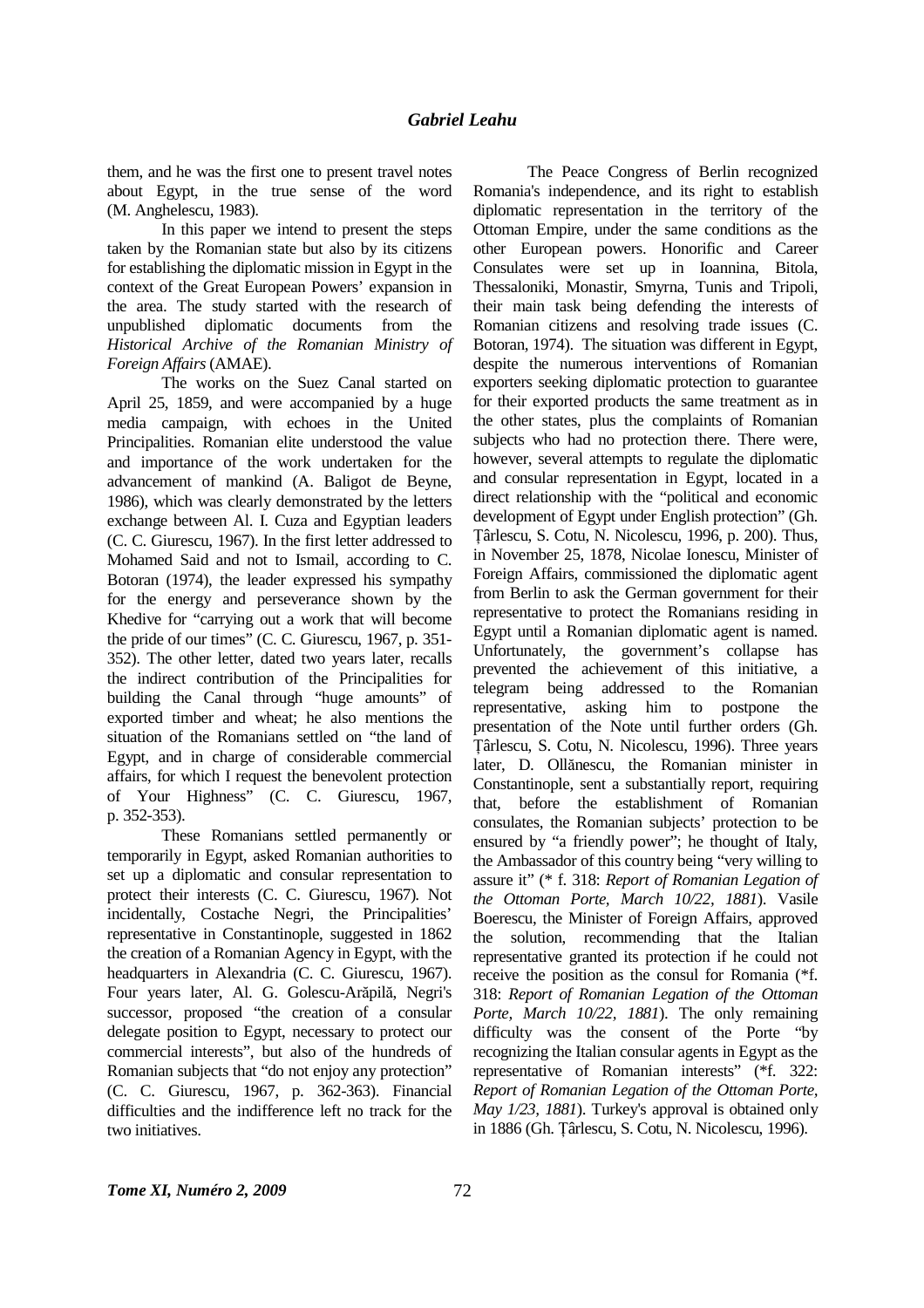them, and he was the first one to present travel notes about Egypt, in the true sense of the word (M. Anghelescu, 1983).

In this paper we intend to present the steps taken by the Romanian state but also by its citizens for establishing the diplomatic mission in Egypt in the context of the Great European Powers' expansion in the area. The study started with the research of unpublished diplomatic documents from the *Historical Archive of the Romanian Ministry of Foreign Affairs* (AMAE).

The works on the Suez Canal started on April 25, 1859, and were accompanied by a huge media campaign, with echoes in the United Principalities. Romanian elite understood the value and importance of the work undertaken for the advancement of mankind (A. Baligot de Beyne, 1986), which was clearly demonstrated by the letters exchange between Al. I. Cuza and Egyptian leaders (C. C. Giurescu, 1967). In the first letter addressed to Mohamed Said and not to Ismail, according to C. Botoran (1974), the leader expressed his sympathy for the energy and perseverance shown by the Khedive for "carrying out a work that will become the pride of our times" (C. C. Giurescu, 1967, p. 351-352). The other letter, dated two years later, recalls the indirect contribution of the Principalities for building the Canal through "huge amounts" of exported timber and wheat; he also mentions the situation of the Romanians settled on "the land of Egypt, and in charge of considerable commercial affairs, for which I request the benevolent protection of Your Highness" (C. C. Giurescu, 1967, p. 352-353).

These Romanians settled permanently or temporarily in Egypt, asked Romanian authorities to set up a diplomatic and consular representation to protect their interests (C. C. Giurescu, 1967). Not incidentally, Costache Negri, the Principalities' representative in Constantinople, suggested in 1862 the creation of a Romanian Agency in Egypt, with the headquarters in Alexandria (C. C. Giurescu, 1967). Four years later, Al. G. Golescu-Arăpilă, Negri's successor, proposed "the creation of a consular delegate position to Egypt, necessary to protect our commercial interests", but also of the hundreds of Romanian subjects that "do not enjoy any protection" (C. C. Giurescu, 1967, p. 362-363). Financial difficulties and the indifference left no track for the two initiatives.

The Peace Congress of Berlin recognized Romania's independence, and its right to establish diplomatic representation in the territory of the Ottoman Empire, under the same conditions as the other European powers. Honorific and Career Consulates were set up in Ioannina, Bitola, Thessaloniki, Monastir, Smyrna, Tunis and Tripoli, their main task being defending the interests of Romanian citizens and resolving trade issues (C. Botoran, 1974). The situation was different in Egypt, despite the numerous interventions of Romanian exporters seeking diplomatic protection to guarantee for their exported products the same treatment as in the other states, plus the complaints of Romanian subjects who had no protection there. There were, however, several attempts to regulate the diplomatic and consular representation in Egypt, located in a direct relationship with the "political and economic development of Egypt under English protection" (Gh. Țârlescu, S. Cotu, N. Nicolescu, 1996, p. 200). Thus, in November 25, 1878, Nicolae Ionescu, Minister of Foreign Affairs, commissioned the diplomatic agent from Berlin to ask the German government for their representative to protect the Romanians residing in Egypt until a Romanian diplomatic agent is named. Unfortunately, the government's collapse has prevented the achievement of this initiative, a telegram being addressed to the Romanian representative, asking him to postpone the presentation of the Note until further orders (Gh. Țârlescu, S. Cotu, N. Nicolescu, 1996). Three years later, D. Ollănescu, the Romanian minister in Constantinople, sent a substantially report, requiring that, before the establishment of Romanian consulates, the Romanian subjects' protection to be ensured by "a friendly power"; he thought of Italy, the Ambassador of this country being "very willing to assure it" (* f. 318: *Report of Romanian Legation of the Ottoman Porte, March 10/22, 1881*). Vasile Boerescu, the Minister of Foreign Affairs, approved the solution, recommending that the Italian representative granted its protection if he could not receive the position as the consul for Romania (*f. 318: *Report of Romanian Legation of the Ottoman Porte, March 10/22, 1881*). The only remaining difficulty was the consent of the Porte "by recognizing the Italian consular agents in Egypt as the representative of Romanian interests" (*f. 322: *Report of Romanian Legation of the Ottoman Porte, May 1/23, 1881*). Turkey's approval is obtained only in 1886 (Gh. Țârlescu, S. Cotu, N. Nicolescu, 1996).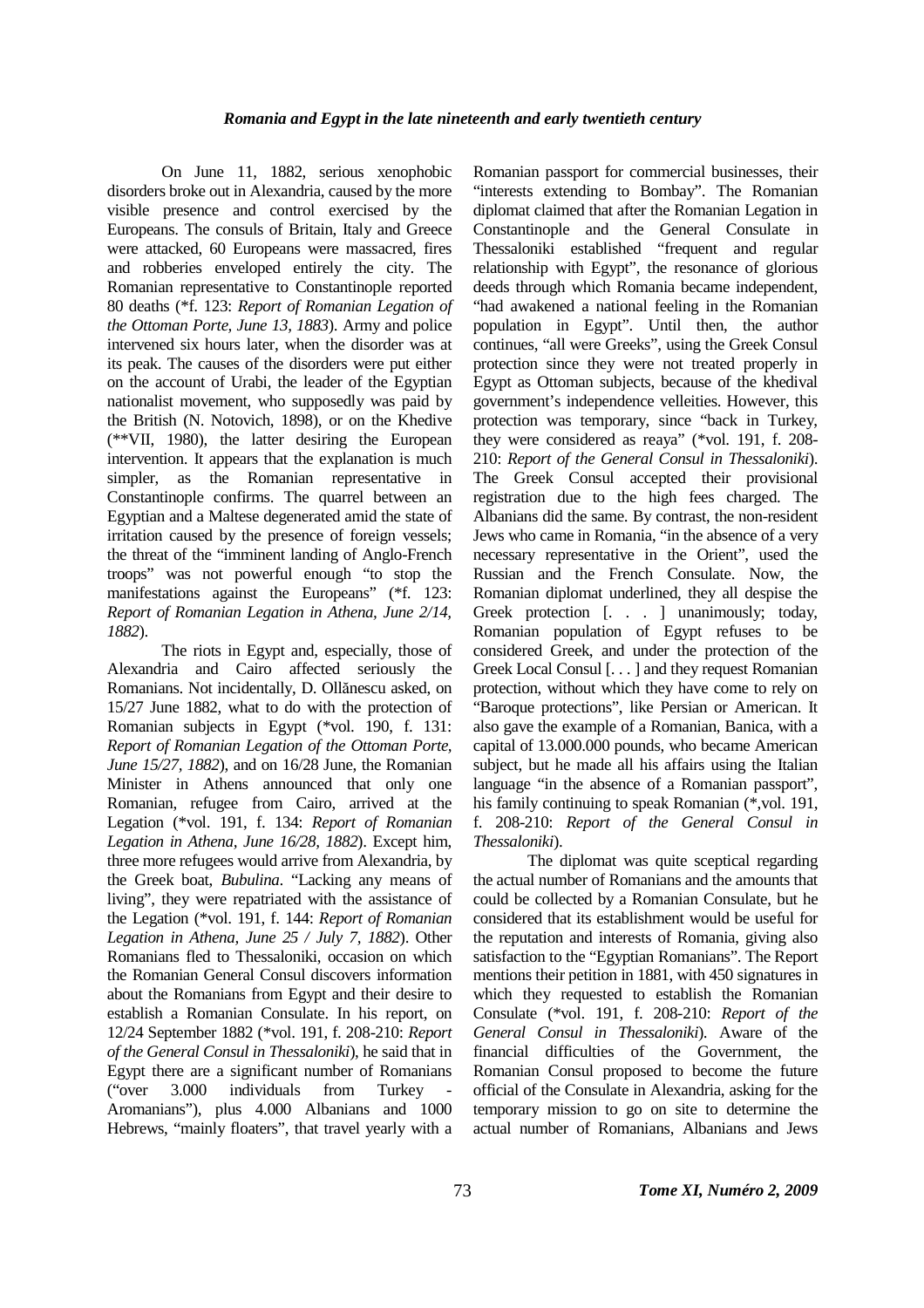On June 11, 1882, serious xenophobic disorders broke out in Alexandria, caused by the more visible presence and control exercised by the Europeans. The consuls of Britain, Italy and Greece were attacked, 60 Europeans were massacred, fires and robberies enveloped entirely the city. The Romanian representative to Constantinople reported 80 deaths (*f. 123: *Report of Romanian Legation of the Ottoman Porte, June 13, 1883*). Army and police intervened six hours later, when the disorder was at its peak. The causes of the disorders were put either on the account of Urabi, the leader of the Egyptian nationalist movement, who supposedly was paid by the British (N. Notovich, 1898), or on the Khedive (**VII, 1980), the latter desiring the European intervention. It appears that the explanation is much simpler, as the Romanian representative in Constantinople confirms. The quarrel between an Egyptian and a Maltese degenerated amid the state of irritation caused by the presence of foreign vessels; the threat of the "imminent landing of Anglo-French troops" was not powerful enough "to stop the manifestations against the Europeans" (*f. 123: *Report of Romanian Legation in Athena, June 2/14, 1882*).

The riots in Egypt and, especially, those of Alexandria and Cairo affected seriously the Romanians. Not incidentally, D. Ollănescu asked, on 15/27 June 1882, what to do with the protection of Romanian subjects in Egypt (*vol. 190, f. 131: *Report of Romanian Legation of the Ottoman Porte, June 15/27, 1882*), and on 16/28 June, the Romanian Minister in Athens announced that only one Romanian, refugee from Cairo, arrived at the Legation (*vol. 191, f. 134: *Report of Romanian Legation in Athena, June 16/28, 1882*). Except him, three more refugees would arrive from Alexandria, by the Greek boat, *Bubulina*. "Lacking any means of living", they were repatriated with the assistance of the Legation (*vol. 191, f. 144: *Report of Romanian Legation in Athena, June 25 / July 7, 1882*). Other Romanians fled to Thessaloniki, occasion on which the Romanian General Consul discovers information about the Romanians from Egypt and their desire to establish a Romanian Consulate. In his report, on 12/24 September 1882 (*vol. 191, f. 208-210: *Report of the General Consul in Thessaloniki*), he said that in Egypt there are a significant number of Romanians ("over 3.000 individuals from Turkey - Aromanians"), plus 4.000 Albanians and 1000 Hebrews, "mainly floaters", that travel yearly with a Romanian passport for commercial businesses, their "interests extending to Bombay". The Romanian diplomat claimed that after the Romanian Legation in Constantinople and the General Consulate in Thessaloniki established "frequent and regular relationship with Egypt", the resonance of glorious deeds through which Romania became independent, "had awakened a national feeling in the Romanian population in Egypt". Until then, the author continues, "all were Greeks", using the Greek Consul protection since they were not treated properly in Egypt as Ottoman subjects, because of the khedival government's independence velleities. However, this protection was temporary, since "back in Turkey, they were considered as reaya" (*vol. 191, f. 208-210: *Report of the General Consul in Thessaloniki*). The Greek Consul accepted their provisional registration due to the high fees charged. The Albanians did the same. By contrast, the non-resident Jews who came in Romania, "in the absence of a very necessary representative in the Orient", used the Russian and the French Consulate. Now, the Romanian diplomat underlined, they all despise the Greek protection [. . . ] unanimously; today, Romanian population of Egypt refuses to be considered Greek, and under the protection of the Greek Local Consul [. . . ] and they request Romanian protection, without which they have come to rely on "Baroque protections", like Persian or American. It also gave the example of a Romanian, Banica, with a capital of 13.000.000 pounds, who became American subject, but he made all his affairs using the Italian language "in the absence of a Romanian passport", his family continuing to speak Romanian (*,vol. 191, f. 208-210: *Report of the General Consul in Thessaloniki*).

The diplomat was quite sceptical regarding the actual number of Romanians and the amounts that could be collected by a Romanian Consulate, but he considered that its establishment would be useful for the reputation and interests of Romania, giving also satisfaction to the "Egyptian Romanians". The Report mentions their petition in 1881, with 450 signatures in which they requested to establish the Romanian Consulate (*vol. 191, f. 208-210: *Report of the General Consul in Thessaloniki*). Aware of the financial difficulties of the Government, the Romanian Consul proposed to become the future official of the Consulate in Alexandria, asking for the temporary mission to go on site to determine the actual number of Romanians, Albanians and Jews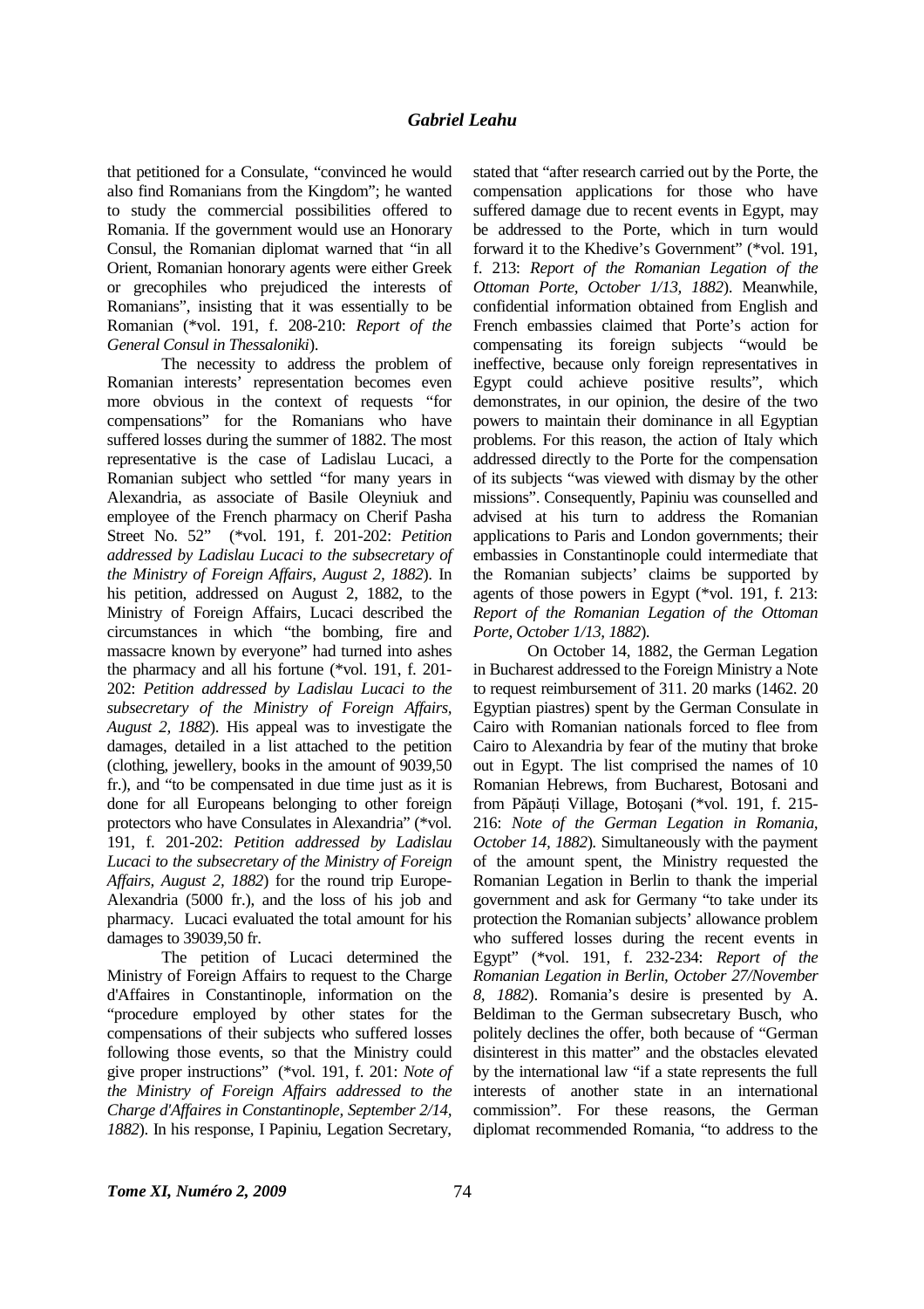that petitioned for a Consulate, "convinced he would also find Romanians from the Kingdom"; he wanted to study the commercial possibilities offered to Romania. If the government would use an Honorary Consul, the Romanian diplomat warned that "in all Orient, Romanian honorary agents were either Greek or grecophiles who prejudiced the interests of Romanians", insisting that it was essentially to be Romanian (*vol. 191, f. 208-210: *Report of the General Consul in Thessaloniki*).

The necessity to address the problem of Romanian interests' representation becomes even more obvious in the context of requests "for compensations" for the Romanians who have suffered losses during the summer of 1882. The most representative is the case of Ladislau Lucaci, a Romanian subject who settled "for many years in Alexandria, as associate of Basile Oleyniuk and employee of the French pharmacy on Cherif Pasha Street No. 52" (*vol. 191, f. 201-202: *Petition addressed by Ladislau Lucaci to the subsecretary of the Ministry of Foreign Affairs, August 2, 1882*). In his petition, addressed on August 2, 1882, to the Ministry of Foreign Affairs, Lucaci described the circumstances in which "the bombing, fire and massacre known by everyone" had turned into ashes the pharmacy and all his fortune (*vol. 191, f. 201-202: *Petition addressed by Ladislau Lucaci to the subsecretary of the Ministry of Foreign Affairs, August 2, 1882*). His appeal was to investigate the damages, detailed in a list attached to the petition (clothing, jewellery, books in the amount of 9039,50 fr.), and "to be compensated in due time just as it is done for all Europeans belonging to other foreign protectors who have Consulates in Alexandria" (*vol. 191, f. 201-202: *Petition addressed by Ladislau Lucaci to the subsecretary of the Ministry of Foreign Affairs, August 2, 1882*) for the round trip Europe-Alexandria (5000 fr.), and the loss of his job and pharmacy. Lucaci evaluated the total amount for his damages to 39039,50 fr.

The petition of Lucaci determined the Ministry of Foreign Affairs to request to the Charge d'Affaires in Constantinople, information on the "procedure employed by other states for the compensations of their subjects who suffered losses following those events, so that the Ministry could give proper instructions" (*vol. 191, f. 201: *Note of the Ministry of Foreign Affairs addressed to the Charge d'Affaires in Constantinople, September 2/14, 1882*). In his response, I Papiniu, Legation Secretary, stated that "after research carried out by the Porte, the compensation applications for those who have suffered damage due to recent events in Egypt, may be addressed to the Porte, which in turn would forward it to the Khedive's Government" (*vol. 191, f. 213: *Report of the Romanian Legation of the Ottoman Porte, October 1/13, 1882*). Meanwhile, confidential information obtained from English and French embassies claimed that Porte's action for compensating its foreign subjects "would be ineffective, because only foreign representatives in Egypt could achieve positive results", which demonstrates, in our opinion, the desire of the two powers to maintain their dominance in all Egyptian problems. For this reason, the action of Italy which addressed directly to the Porte for the compensation of its subjects "was viewed with dismay by the other missions". Consequently, Papiniu was counselled and advised at his turn to address the Romanian applications to Paris and London governments; their embassies in Constantinople could intermediate that the Romanian subjects' claims be supported by agents of those powers in Egypt (*vol. 191, f. 213: *Report of the Romanian Legation of the Ottoman Porte, October 1/13, 1882*).

On October 14, 1882, the German Legation in Bucharest addressed to the Foreign Ministry a Note to request reimbursement of 311. 20 marks (1462. 20 Egyptian piastres) spent by the German Consulate in Cairo with Romanian nationals forced to flee from Cairo to Alexandria by fear of the mutiny that broke out in Egypt. The list comprised the names of 10 Romanian Hebrews, from Bucharest, Botosani and from Păpăuți Village, Botoşani (*vol. 191, f. 215-216: *Note of the German Legation in Romania, October 14, 1882*). Simultaneously with the payment of the amount spent, the Ministry requested the Romanian Legation in Berlin to thank the imperial government and ask for Germany "to take under its protection the Romanian subjects' allowance problem who suffered losses during the recent events in Egypt" (*vol. 191, f. 232-234: *Report of the Romanian Legation in Berlin, October 27/November 8, 1882*). Romania's desire is presented by A. Beldiman to the German subsecretary Busch, who politely declines the offer, both because of "German disinterest in this matter" and the obstacles elevated by the international law "if a state represents the full interests of another state in an international commission". For these reasons, the German diplomat recommended Romania, "to address to the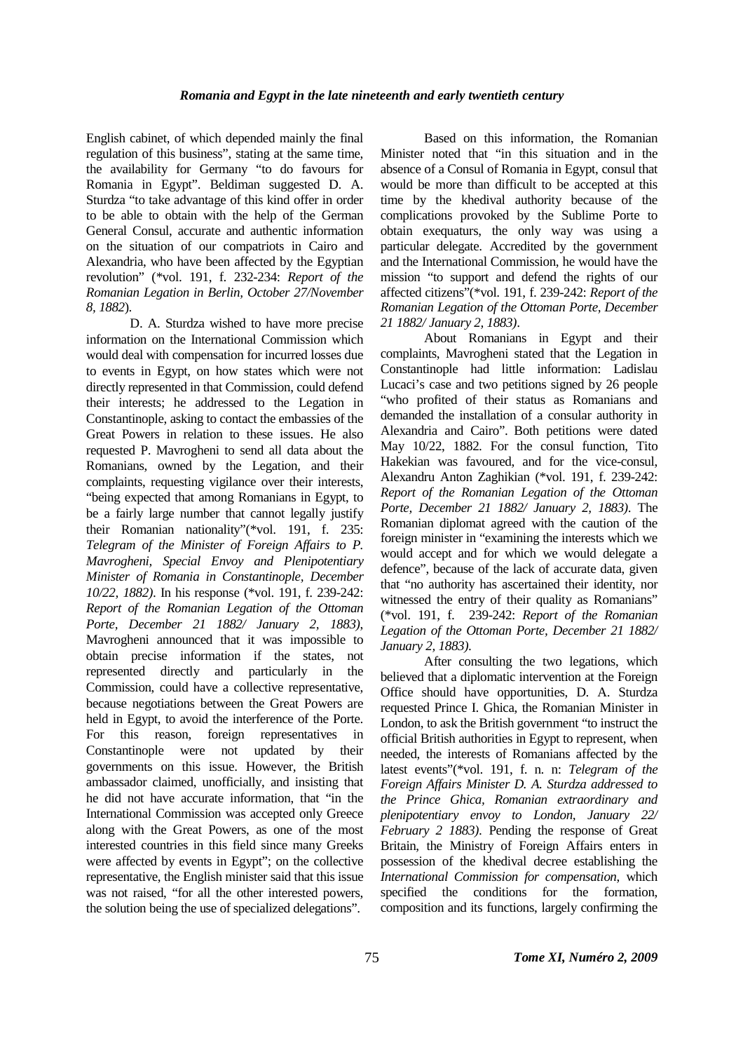English cabinet, of which depended mainly the final regulation of this business", stating at the same time, the availability for Germany "to do favours for Romania in Egypt". Beldiman suggested D. A. Sturdza "to take advantage of this kind offer in order to be able to obtain with the help of the German General Consul, accurate and authentic information on the situation of our compatriots in Cairo and Alexandria, who have been affected by the Egyptian revolution" (*vol. 191, f. 232-234: *Report of the Romanian Legation in Berlin, October 27/November 8, 1882*).

D. A. Sturdza wished to have more precise information on the International Commission which would deal with compensation for incurred losses due to events in Egypt, on how states which were not directly represented in that Commission, could defend their interests; he addressed to the Legation in Constantinople, asking to contact the embassies of the Great Powers in relation to these issues. He also requested P. Mavrogheni to send all data about the Romanians, owned by the Legation, and their complaints, requesting vigilance over their interests, "being expected that among Romanians in Egypt, to be a fairly large number that cannot legally justify their Romanian nationality"(*vol. 191, f. 235: *Telegram of the Minister of Foreign Affairs to P. Mavrogheni, Special Envoy and Plenipotentiary Minister of Romania in Constantinople, December 10/22, 1882)*. In his response (*vol. 191, f. 239-242: *Report of the Romanian Legation of the Ottoman Porte, December 21 1882/ January 2, 1883),* Mavrogheni announced that it was impossible to obtain precise information if the states, not represented directly and particularly in the Commission, could have a collective representative, because negotiations between the Great Powers are held in Egypt, to avoid the interference of the Porte. For this reason, foreign representatives in Constantinople were not updated by their governments on this issue. However, the British ambassador claimed, unofficially, and insisting that he did not have accurate information, that "in the International Commission was accepted only Greece along with the Great Powers, as one of the most interested countries in this field since many Greeks were affected by events in Egypt"; on the collective representative, the English minister said that this issue was not raised, "for all the other interested powers, the solution being the use of specialized delegations".

Based on this information, the Romanian Minister noted that "in this situation and in the absence of a Consul of Romania in Egypt, consul that would be more than difficult to be accepted at this time by the khedival authority because of the complications provoked by the Sublime Porte to obtain exequaturs, the only way was using a particular delegate. Accredited by the government and the International Commission, he would have the mission "to support and defend the rights of our affected citizens"(*vol. 191, f. 239-242: *Report of the Romanian Legation of the Ottoman Porte, December 21 1882/ January 2, 1883)*.

About Romanians in Egypt and their complaints, Mavrogheni stated that the Legation in Constantinople had little information: Ladislau Lucaci's case and two petitions signed by 26 people "who profited of their status as Romanians and demanded the installation of a consular authority in Alexandria and Cairo". Both petitions were dated May 10/22, 1882. For the consul function, Tito Hakekian was favoured, and for the vice-consul, Alexandru Anton Zaghikian (*vol. 191, f. 239-242: *Report of the Romanian Legation of the Ottoman Porte, December 21 1882/ January 2, 1883)*. The Romanian diplomat agreed with the caution of the foreign minister in "examining the interests which we would accept and for which we would delegate a defence", because of the lack of accurate data, given that "no authority has ascertained their identity, nor witnessed the entry of their quality as Romanians" (*vol. 191, f. 239-242: *Report of the Romanian Legation of the Ottoman Porte, December 21 1882/ January 2, 1883)*.

After consulting the two legations, which believed that a diplomatic intervention at the Foreign Office should have opportunities, D. A. Sturdza requested Prince I. Ghica, the Romanian Minister in London, to ask the British government "to instruct the official British authorities in Egypt to represent, when needed, the interests of Romanians affected by the latest events"(*vol. 191, f. n. n: *Telegram of the Foreign Affairs Minister D. A. Sturdza addressed to the Prince Ghica, Romanian extraordinary and plenipotentiary envoy to London, January 22/ February 2 1883)*. Pending the response of Great Britain, the Ministry of Foreign Affairs enters in possession of the khedival decree establishing the *International Commission for compensation*, which specified the conditions for the formation, composition and its functions, largely confirming the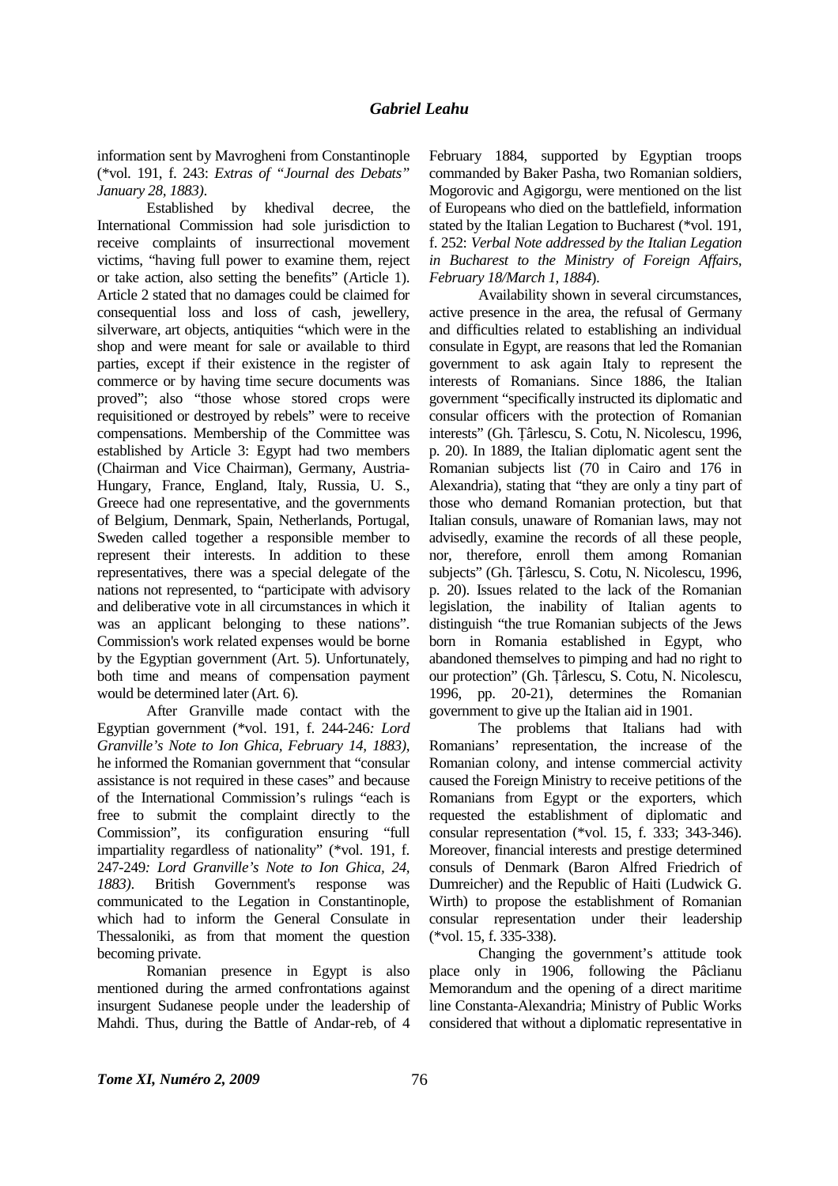information sent by Mavrogheni from Constantinople (*vol. 191, f. 243: *Extras of "Journal des Debats" January 28, 1883)*.

Established by khedival decree, the International Commission had sole jurisdiction to receive complaints of insurrectional movement victims, "having full power to examine them, reject or take action, also setting the benefits" (Article 1). Article 2 stated that no damages could be claimed for consequential loss and loss of cash, jewellery, silverware, art objects, antiquities "which were in the shop and were meant for sale or available to third parties, except if their existence in the register of commerce or by having time secure documents was proved"; also "those whose stored crops were requisitioned or destroyed by rebels" were to receive compensations. Membership of the Committee was established by Article 3: Egypt had two members (Chairman and Vice Chairman), Germany, Austria-Hungary, France, England, Italy, Russia, U. S., Greece had one representative, and the governments of Belgium, Denmark, Spain, Netherlands, Portugal, Sweden called together a responsible member to represent their interests. In addition to these representatives, there was a special delegate of the nations not represented, to "participate with advisory and deliberative vote in all circumstances in which it was an applicant belonging to these nations". Commission's work related expenses would be borne by the Egyptian government (Art. 5). Unfortunately, both time and means of compensation payment would be determined later (Art. 6).

After Granville made contact with the Egyptian government (*vol. 191, f. 244-246*: Lord Granville's Note to Ion Ghica, February 14, 1883)*, he informed the Romanian government that "consular assistance is not required in these cases" and because of the International Commission's rulings "each is free to submit the complaint directly to the Commission", its configuration ensuring "full impartiality regardless of nationality" (*vol. 191, f. 247-249*: Lord Granville's Note to Ion Ghica, 24, 1883)*. British Government's response was communicated to the Legation in Constantinople, which had to inform the General Consulate in Thessaloniki, as from that moment the question becoming private.

Romanian presence in Egypt is also mentioned during the armed confrontations against insurgent Sudanese people under the leadership of Mahdi. Thus, during the Battle of Andar-reb, of 4 February 1884, supported by Egyptian troops commanded by Baker Pasha, two Romanian soldiers, Mogorovic and Agigorgu, were mentioned on the list of Europeans who died on the battlefield, information stated by the Italian Legation to Bucharest (*vol. 191, f. 252: *Verbal Note addressed by the Italian Legation in Bucharest to the Ministry of Foreign Affairs, February 18/March 1, 1884*).

Availability shown in several circumstances, active presence in the area, the refusal of Germany and difficulties related to establishing an individual consulate in Egypt, are reasons that led the Romanian government to ask again Italy to represent the interests of Romanians. Since 1886, the Italian government "specifically instructed its diplomatic and consular officers with the protection of Romanian interests" (Gh. Ţârlescu, S. Cotu, N. Nicolescu, 1996, p. 20). In 1889, the Italian diplomatic agent sent the Romanian subjects list (70 in Cairo and 176 in Alexandria), stating that "they are only a tiny part of those who demand Romanian protection, but that Italian consuls, unaware of Romanian laws, may not advisedly, examine the records of all these people, nor, therefore, enroll them among Romanian subjects" (Gh. Ţârlescu, S. Cotu, N. Nicolescu, 1996, p. 20). Issues related to the lack of the Romanian legislation, the inability of Italian agents to distinguish "the true Romanian subjects of the Jews born in Romania established in Egypt, who abandoned themselves to pimping and had no right to our protection" (Gh. Ţârlescu, S. Cotu, N. Nicolescu, 1996, pp. 20-21), determines the Romanian government to give up the Italian aid in 1901.

The problems that Italians had with Romanians' representation, the increase of the Romanian colony, and intense commercial activity caused the Foreign Ministry to receive petitions of the Romanians from Egypt or the exporters, which requested the establishment of diplomatic and consular representation (*vol. 15, f. 333; 343-346). Moreover, financial interests and prestige determined consuls of Denmark (Baron Alfred Friedrich of Dumreicher) and the Republic of Haiti (Ludwick G. Wirth) to propose the establishment of Romanian consular representation under their leadership (*vol. 15, f. 335-338).

Changing the government's attitude took place only in 1906, following the Pâclianu Memorandum and the opening of a direct maritime line Constanta-Alexandria; Ministry of Public Works considered that without a diplomatic representative in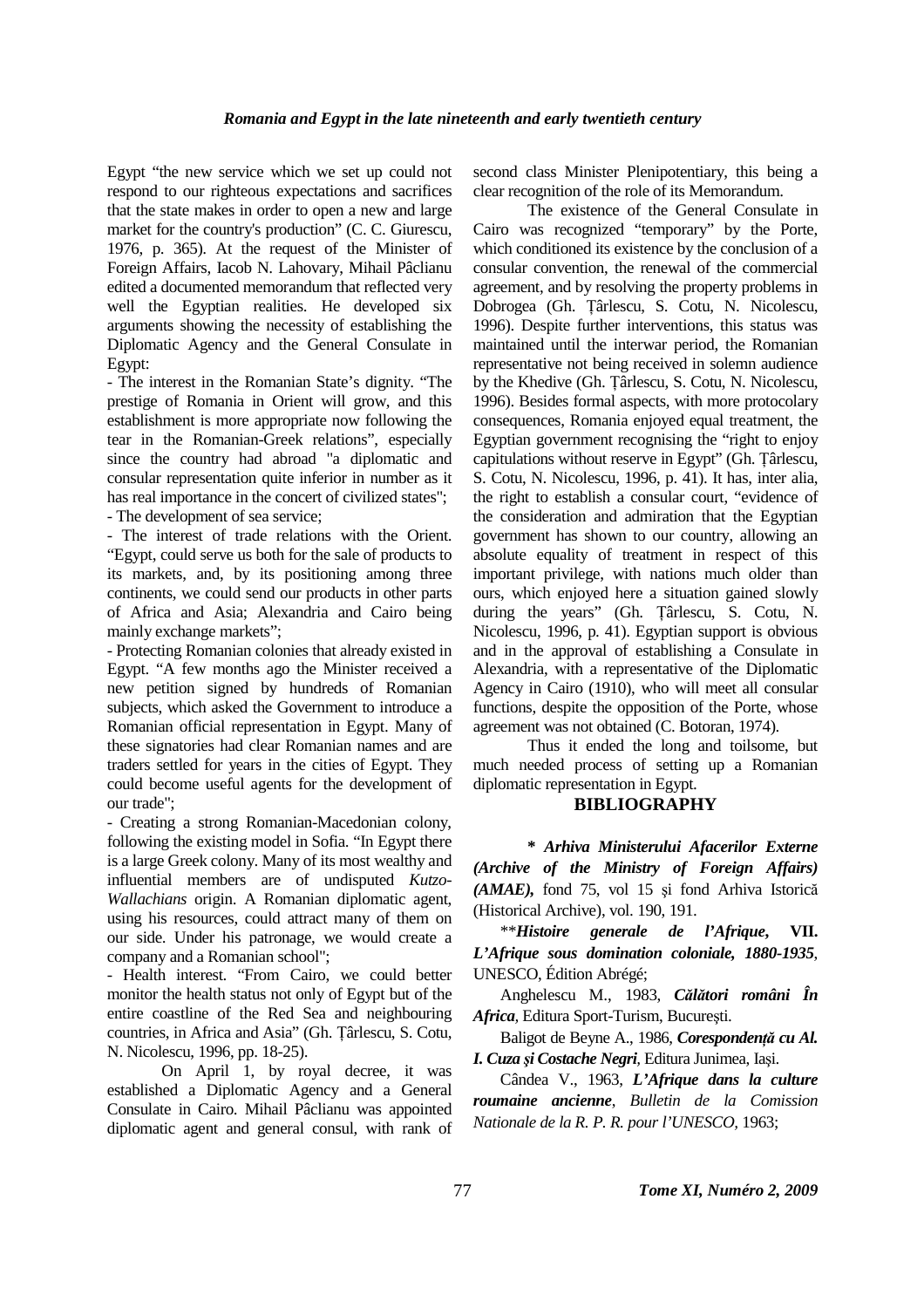Egypt "the new service which we set up could not respond to our righteous expectations and sacrifices that the state makes in order to open a new and large market for the country's production" (C. C. Giurescu, 1976, p. 365). At the request of the Minister of Foreign Affairs, Iacob N. Lahovary, Mihail Pâclianu edited a documented memorandum that reflected very well the Egyptian realities. He developed six arguments showing the necessity of establishing the Diplomatic Agency and the General Consulate in Egypt:

- The interest in the Romanian State's dignity. "The prestige of Romania in Orient will grow, and this establishment is more appropriate now following the tear in the Romanian-Greek relations", especially since the country had abroad "a diplomatic and consular representation quite inferior in number as it has real importance in the concert of civilized states";
- The development of sea service;
- The interest of trade relations with the Orient. "Egypt, could serve us both for the sale of products to its markets, and, by its positioning among three continents, we could send our products in other parts of Africa and Asia; Alexandria and Cairo being mainly exchange markets";
- Protecting Romanian colonies that already existed in Egypt. "A few months ago the Minister received a new petition signed by hundreds of Romanian subjects, which asked the Government to introduce a Romanian official representation in Egypt. Many of these signatories had clear Romanian names and are traders settled for years in the cities of Egypt. They could become useful agents for the development of our trade";
- Creating a strong Romanian-Macedonian colony, following the existing model in Sofia. "In Egypt there is a large Greek colony. Many of its most wealthy and influential members are of undisputed *Kutzo-Wallachians* origin. A Romanian diplomatic agent, using his resources, could attract many of them on our side. Under his patronage, we would create a company and a Romanian school";
- Health interest. "From Cairo, we could better monitor the health status not only of Egypt but of the entire coastline of the Red Sea and neighbouring countries, in Africa and Asia" (Gh. Ţârlescu, S. Cotu, N. Nicolescu, 1996, pp. 18-25).

On April 1, by royal decree, it was established a Diplomatic Agency and a General Consulate in Cairo. Mihail Pâclianu was appointed diplomatic agent and general consul, with rank of second class Minister Plenipotentiary, this being a clear recognition of the role of its Memorandum.

The existence of the General Consulate in Cairo was recognized "temporary" by the Porte, which conditioned its existence by the conclusion of a consular convention, the renewal of the commercial agreement, and by resolving the property problems in Dobrogea (Gh. Ţârlescu, S. Cotu, N. Nicolescu, 1996). Despite further interventions, this status was maintained until the interwar period, the Romanian representative not being received in solemn audience by the Khedive (Gh. Ţârlescu, S. Cotu, N. Nicolescu, 1996). Besides formal aspects, with more protocolary consequences, Romania enjoyed equal treatment, the Egyptian government recognising the "right to enjoy capitulations without reserve in Egypt" (Gh. Ţârlescu, S. Cotu, N. Nicolescu, 1996, p. 41). It has, inter alia, the right to establish a consular court, "evidence of the consideration and admiration that the Egyptian government has shown to our country, allowing an absolute equality of treatment in respect of this important privilege, with nations much older than ours, which enjoyed here a situation gained slowly during the years" (Gh. Ţârlescu, S. Cotu, N. Nicolescu, 1996, p. 41). Egyptian support is obvious and in the approval of establishing a Consulate in Alexandria, with a representative of the Diplomatic Agency in Cairo (1910), who will meet all consular functions, despite the opposition of the Porte, whose agreement was not obtained (C. Botoran, 1974).

Thus it ended the long and toilsome, but much needed process of setting up a Romanian diplomatic representation in Egypt.

## BIBLIOGRAPHY

***\* Arhiva Ministerului Afacerilor Externe (Archive of the Ministry of Foreign Affairs) (AMAE),*** fond 75, vol 15 şi fond Arhiva Istorică (Historical Archive), vol. 190, 191.

\*\****Histoire generale de l'Afrique,* VII. *L'Afrique sous domination coloniale, 1880-1935*,** UNESCO, Édition Abrégé;

Anghelescu M., 1983, ***Călători români În Africa***, Editura Sport-Turism, Bucureşti.

Baligot de Beyne A., 1986, ***Corespondenţă cu Al. I. Cuza şi Costache Negri***, Editura Junimea, Iaşi.

Cândea V., 1963, ***L'Afrique dans la culture roumaine ancienne***, *Bulletin de la Comission Nationale de la R. P. R. pour l'UNESCO*, 1963;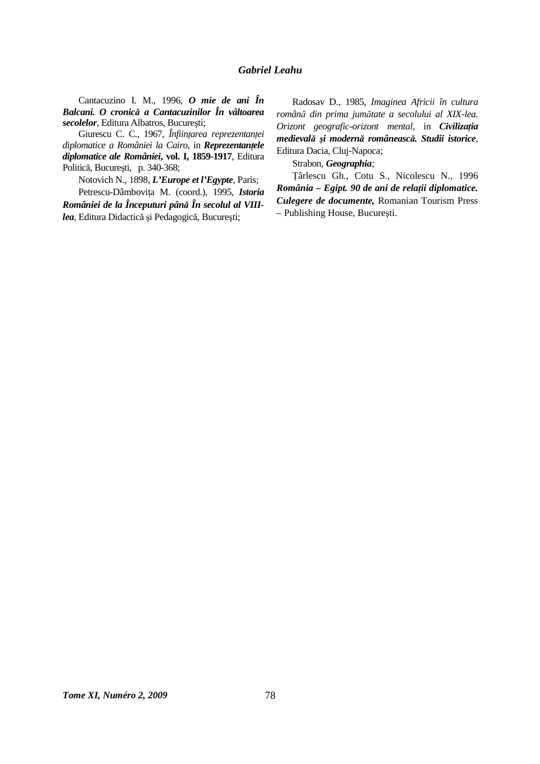Cantacuzino I. M., 1996, ***O mie de ani În Balcani. O cronică a Cantacuzinilor În vâltoarea secolelor***, Editura Albatros, Bucureşti;

Giurescu C. C., 1967, *Înființarea reprezentanței diplomatice a României la Cairo*, in ***Reprezentanțele diplomatice ale României*, vol. I, 1859-1917**, Editura Politică, Bucureşti, p. 340-368;

Notovich N., 1898, ***L'Europe et l'Egypte***, Paris;

Petrescu-Dâmbovița M. (coord.), 1995, ***Istoria României de la Începuturi până În secolul al VIII-lea***, Editura Didactică şi Pedagogică, Bucureşti;

Radosav D., 1985, *Imaginea Africii în cultura română din prima jumătate a secolului al XIX-lea. Orizont geografic-orizont mental,* in ***Civilizația medievală şi modernă românească. Studii istorice***, Editura Dacia, Cluj-Napoca;

Strabon, ***Geographia****;*

Țârlescu Gh., Cotu S., Nicolescu N., 1996 ***România – Egipt. 90 de ani de relații diplomatice. Culegere de documente,*** Romanian Tourism Press – Publishing House, Bucureşti.